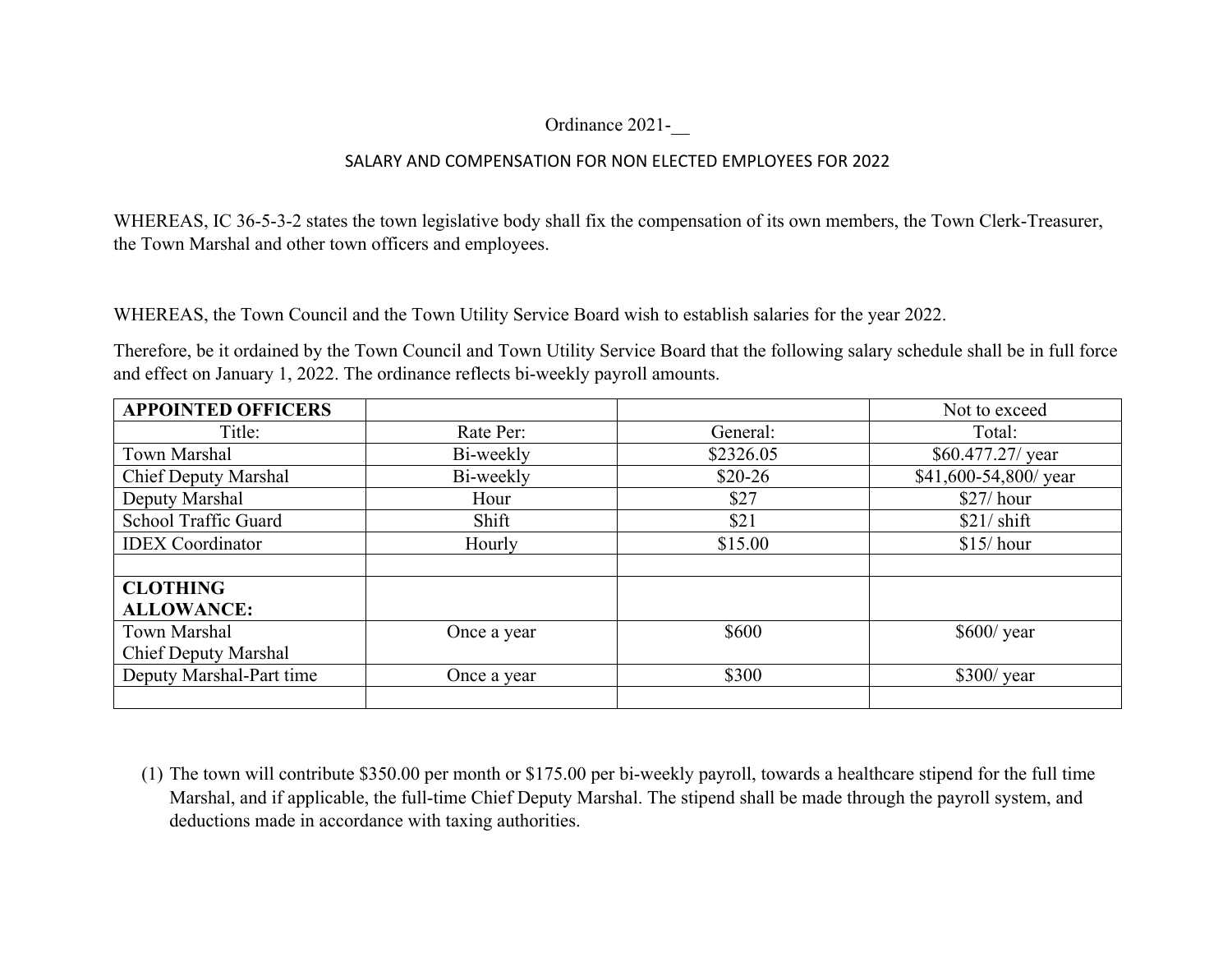Ordinance 2021-__

## SALARY AND COMPENSATION FOR NON ELECTED EMPLOYEES FOR 2022

WHEREAS, IC 36-5-3-2 states the town legislative body shall fix the compensation of its own members, the Town Clerk-Treasurer, the Town Marshal and other town officers and employees.

WHEREAS, the Town Council and the Town Utility Service Board wish to establish salaries for the year 2022.

Therefore, be it ordained by the Town Council and Town Utility Service Board that the following salary schedule shall be in full force and effect on January 1, 2022. The ordinance reflects bi-weekly payroll amounts.

| **APPOINTED OFFICERS** | | | Not to exceed |
|---|---|---|---|
| Title: | Rate Per: | General: | Total: |
| Town Marshal | Bi-weekly | $2326.05 | $60.477.27/ year |
| Chief Deputy Marshal | Bi-weekly | $20-26 | $41,600-54,800/ year |
| Deputy Marshal | Hour | $27 | $27/ hour |
| School Traffic Guard | Shift | $21 | $21/ shift |
| IDEX Coordinator | Hourly | $15.00 | $15/ hour |
| | | | |
| **CLOTHING ALLOWANCE:** | | | |
| Town Marshal<br>Chief Deputy Marshal | Once a year | $600 | $600/ year |
| Deputy Marshal-Part time | Once a year | $300 | $300/ year |
| | | | |

(1) The town will contribute $350.00 per month or $175.00 per bi-weekly payroll, towards a healthcare stipend for the full time Marshal, and if applicable, the full-time Chief Deputy Marshal. The stipend shall be made through the payroll system, and deductions made in accordance with taxing authorities.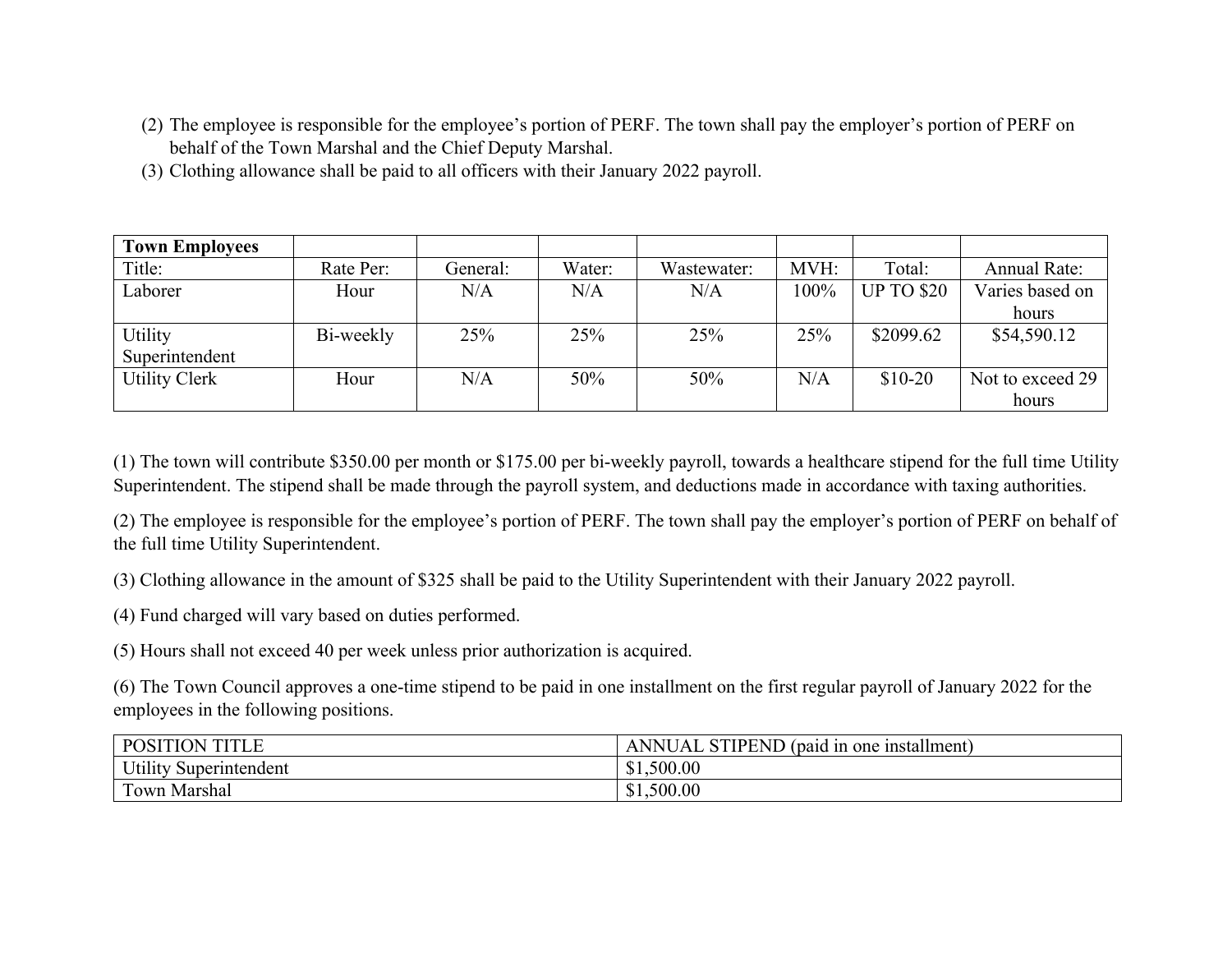(2) The employee is responsible for the employee's portion of PERF. The town shall pay the employer's portion of PERF on behalf of the Town Marshal and the Chief Deputy Marshal.

(3) Clothing allowance shall be paid to all officers with their January 2022 payroll.

| **Town Employees** | | | | | | | |
|---|---|---|---|---|---|---|---|
| Title: | Rate Per: | General: | Water: | Wastewater: | MVH: | Total: | Annual Rate: |
| Laborer | Hour | N/A | N/A | N/A | 100% | UP TO $20 | Varies based on hours |
| Utility Superintendent | Bi-weekly | 25% | 25% | 25% | 25% | $2099.62 | $54,590.12 |
| Utility Clerk | Hour | N/A | 50% | 50% | N/A | $10-20 | Not to exceed 29 hours |

(1) The town will contribute $350.00 per month or $175.00 per bi-weekly payroll, towards a healthcare stipend for the full time Utility Superintendent. The stipend shall be made through the payroll system, and deductions made in accordance with taxing authorities.

(2) The employee is responsible for the employee's portion of PERF. The town shall pay the employer's portion of PERF on behalf of the full time Utility Superintendent.

(3) Clothing allowance in the amount of $325 shall be paid to the Utility Superintendent with their January 2022 payroll.

(4) Fund charged will vary based on duties performed.

(5) Hours shall not exceed 40 per week unless prior authorization is acquired.

(6) The Town Council approves a one-time stipend to be paid in one installment on the first regular payroll of January 2022 for the employees in the following positions.

| POSITION TITLE | ANNUAL STIPEND (paid in one installment) |
|---|---|
| Utility Superintendent | $1,500.00 |
| Town Marshal | $1,500.00 |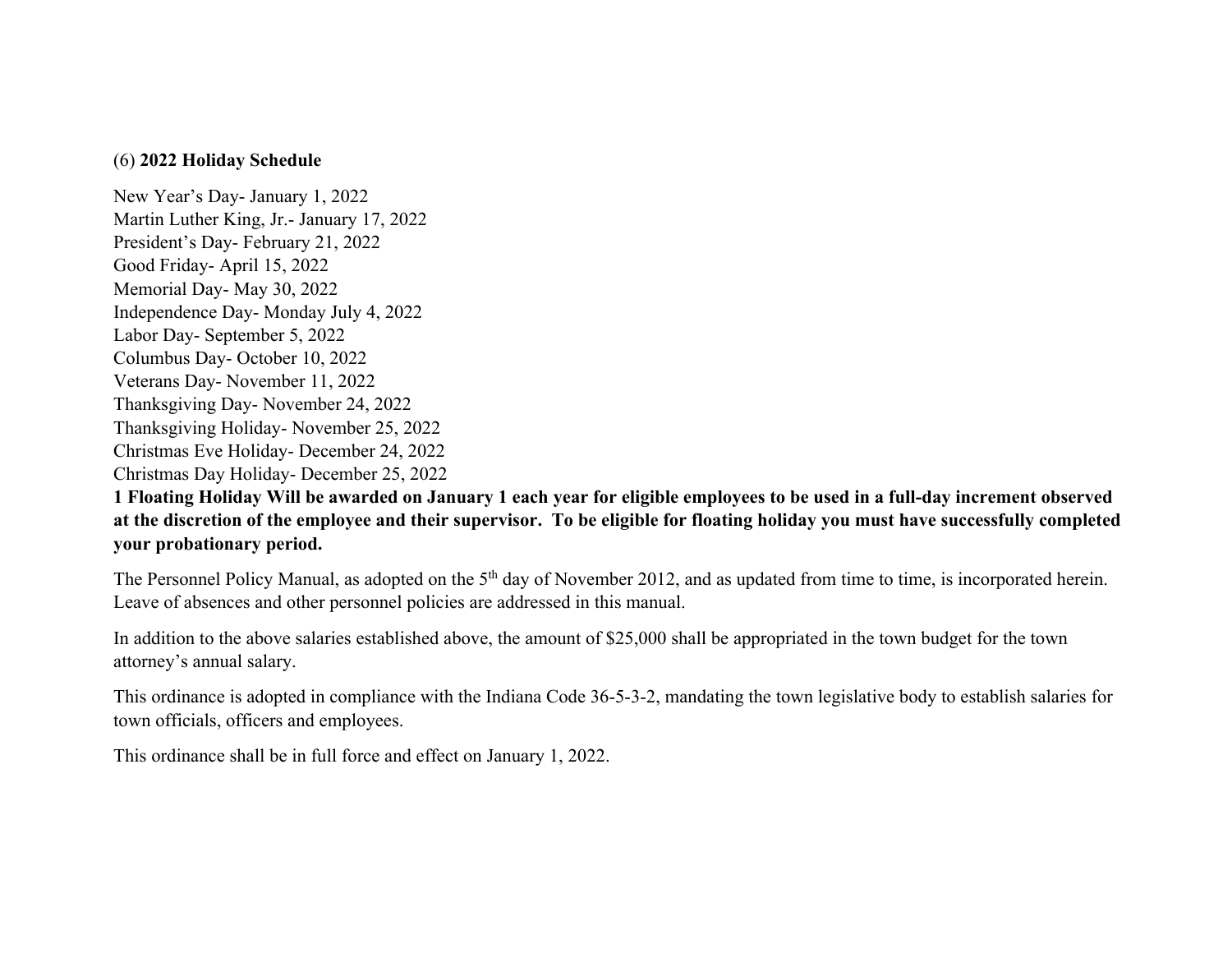(6) **2022 Holiday Schedule**

New Year's Day- January 1, 2022
Martin Luther King, Jr.- January 17, 2022
President's Day- February 21, 2022
Good Friday- April 15, 2022
Memorial Day- May 30, 2022
Independence Day- Monday July 4, 2022
Labor Day- September 5, 2022
Columbus Day- October 10, 2022
Veterans Day- November 11, 2022
Thanksgiving Day- November 24, 2022
Thanksgiving Holiday- November 25, 2022
Christmas Eve Holiday- December 24, 2022
Christmas Day Holiday- December 25, 2022
**1 Floating Holiday Will be awarded on January 1 each year for eligible employees to be used in a full-day increment observed at the discretion of the employee and their supervisor. To be eligible for floating holiday you must have successfully completed your probationary period.**

The Personnel Policy Manual, as adopted on the 5th day of November 2012, and as updated from time to time, is incorporated herein. Leave of absences and other personnel policies are addressed in this manual.

In addition to the above salaries established above, the amount of $25,000 shall be appropriated in the town budget for the town attorney's annual salary.

This ordinance is adopted in compliance with the Indiana Code 36-5-3-2, mandating the town legislative body to establish salaries for town officials, officers and employees.

This ordinance shall be in full force and effect on January 1, 2022.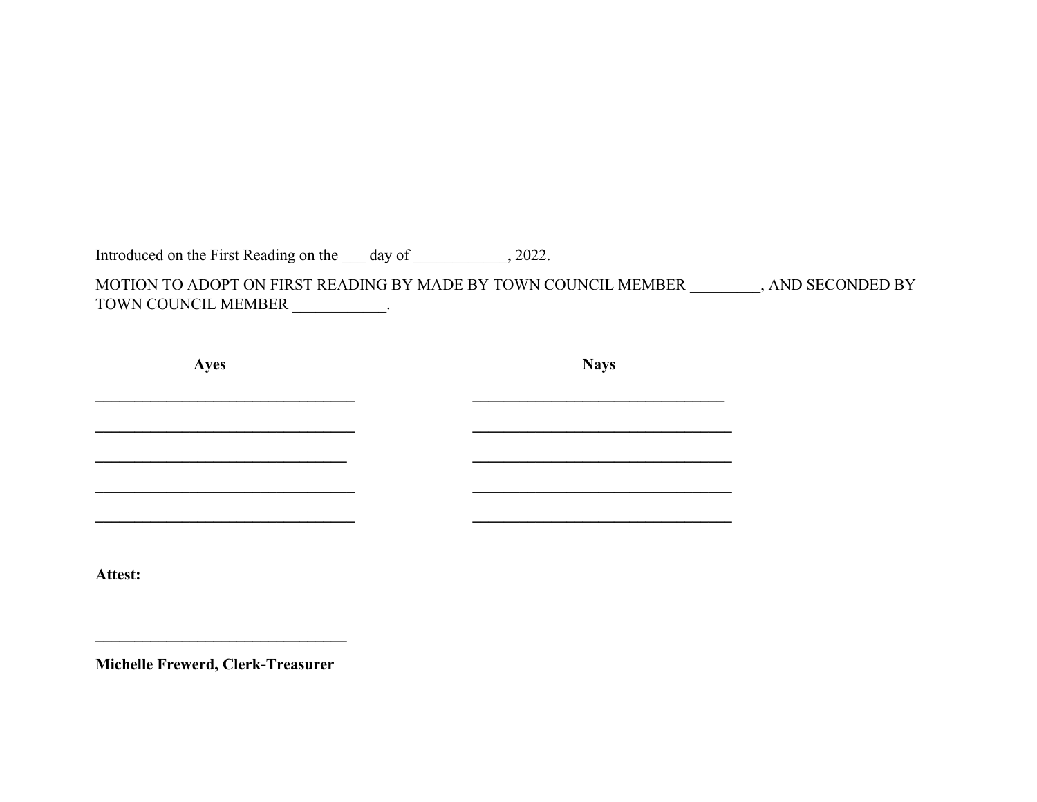Introduced on the First Reading on the ___ day of ____________, 2022.

MOTION TO ADOPT ON FIRST READING BY MADE BY TOWN COUNCIL MEMBER _________, AND SECONDED BY TOWN COUNCIL MEMBER ____________.

| **Ayes** | **Nays** |
| --- | --- |
| __________________________________ | __________________________________ |
| __________________________________ | __________________________________ |
| __________________________________ | __________________________________ |
| __________________________________ | __________________________________ |
| __________________________________ | __________________________________ |

**Attest:**

**________________________________**

**Michelle Frewerd, Clerk-Treasurer**